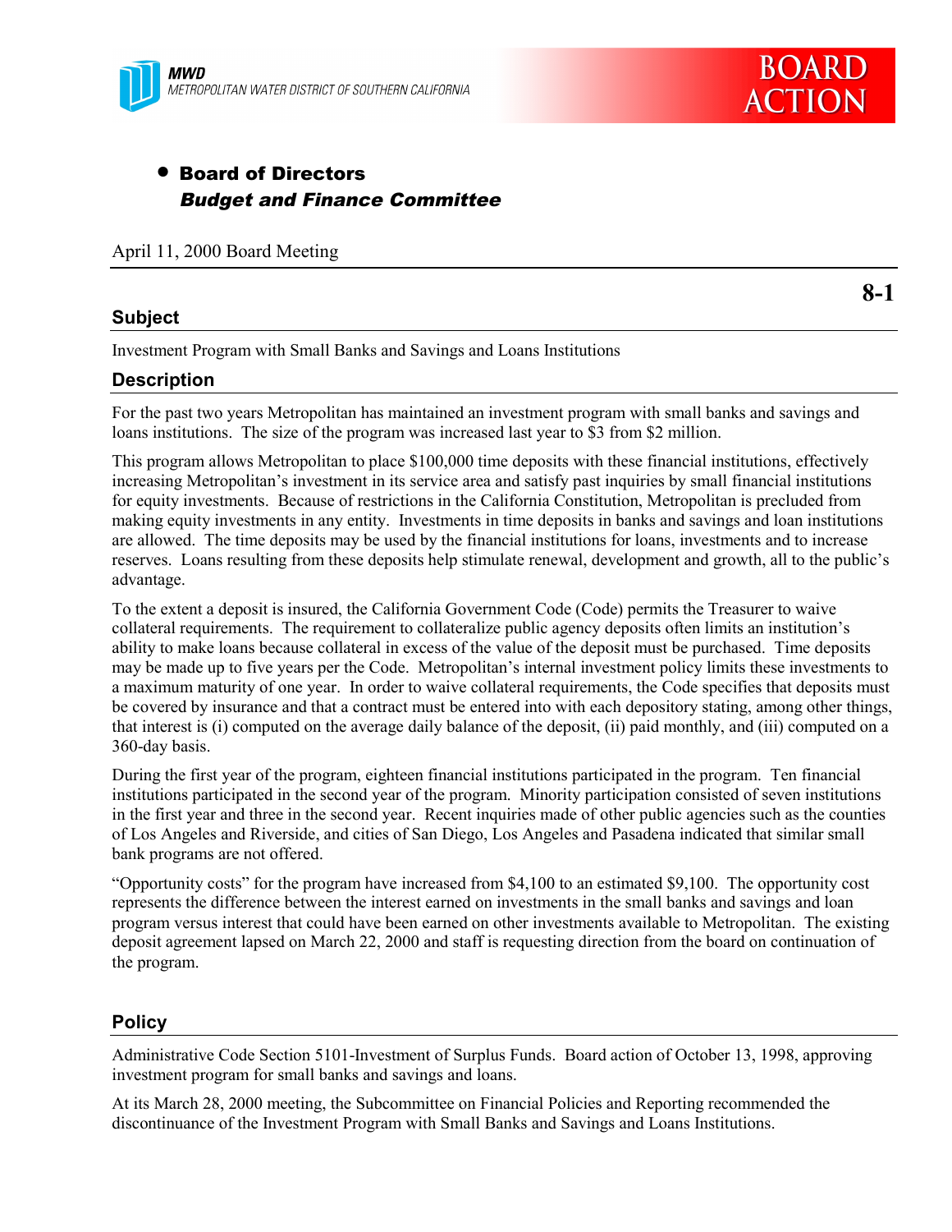MWD
METROPOLITAN WATER DISTRICT OF SOUTHERN CALIFORNIA

BOARD ACTION

- **Board of Directors**
  ***Budget and Finance Committee***

April 11, 2000 Board Meeting

**8-1**

## Subject

Investment Program with Small Banks and Savings and Loans Institutions

## Description

For the past two years Metropolitan has maintained an investment program with small banks and savings and loans institutions. The size of the program was increased last year to $3 from $2 million.

This program allows Metropolitan to place $100,000 time deposits with these financial institutions, effectively increasing Metropolitan's investment in its service area and satisfy past inquiries by small financial institutions for equity investments. Because of restrictions in the California Constitution, Metropolitan is precluded from making equity investments in any entity. Investments in time deposits in banks and savings and loan institutions are allowed. The time deposits may be used by the financial institutions for loans, investments and to increase reserves. Loans resulting from these deposits help stimulate renewal, development and growth, all to the public's advantage.

To the extent a deposit is insured, the California Government Code (Code) permits the Treasurer to waive collateral requirements. The requirement to collateralize public agency deposits often limits an institution's ability to make loans because collateral in excess of the value of the deposit must be purchased. Time deposits may be made up to five years per the Code. Metropolitan's internal investment policy limits these investments to a maximum maturity of one year. In order to waive collateral requirements, the Code specifies that deposits must be covered by insurance and that a contract must be entered into with each depository stating, among other things, that interest is (i) computed on the average daily balance of the deposit, (ii) paid monthly, and (iii) computed on a 360-day basis.

During the first year of the program, eighteen financial institutions participated in the program. Ten financial institutions participated in the second year of the program. Minority participation consisted of seven institutions in the first year and three in the second year. Recent inquiries made of other public agencies such as the counties of Los Angeles and Riverside, and cities of San Diego, Los Angeles and Pasadena indicated that similar small bank programs are not offered.

"Opportunity costs" for the program have increased from $4,100 to an estimated $9,100. The opportunity cost represents the difference between the interest earned on investments in the small banks and savings and loan program versus interest that could have been earned on other investments available to Metropolitan. The existing deposit agreement lapsed on March 22, 2000 and staff is requesting direction from the board on continuation of the program.

## Policy

Administrative Code Section 5101-Investment of Surplus Funds. Board action of October 13, 1998, approving investment program for small banks and savings and loans.

At its March 28, 2000 meeting, the Subcommittee on Financial Policies and Reporting recommended the discontinuance of the Investment Program with Small Banks and Savings and Loans Institutions.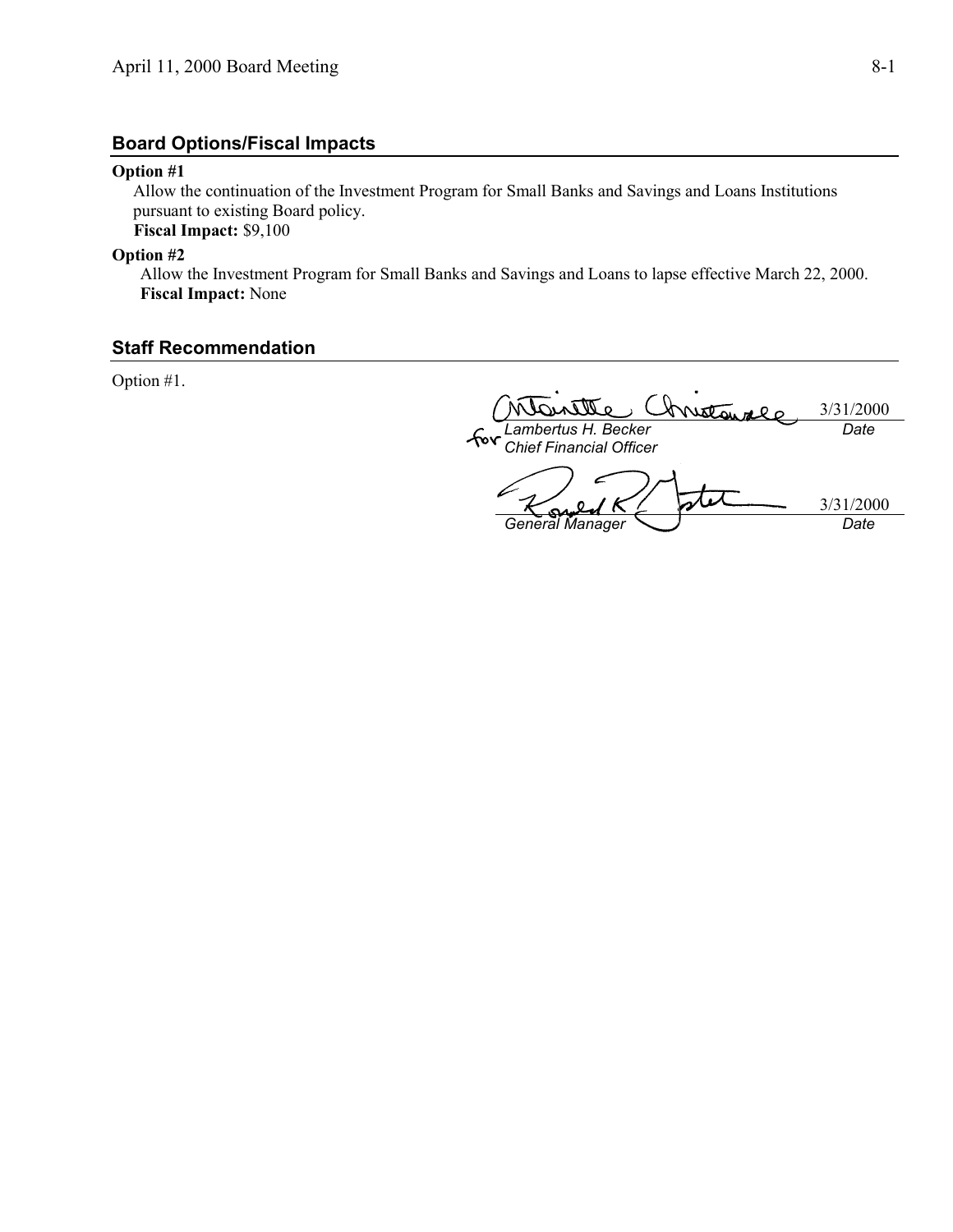## Board Options/Fiscal Impacts

**Option #1**

Allow the continuation of the Investment Program for Small Banks and Savings and Loans Institutions pursuant to existing Board policy.

**Fiscal Impact:** $9,100

**Option #2**

Allow the Investment Program for Small Banks and Savings and Loans to lapse effective March 22, 2000.

**Fiscal Impact:** None

## Staff Recommendation

Option #1.

Antoinette Christovale 3/31/2000

for *Lambertus H. Becker* *Date*

*Chief Financial Officer*

Ronald R. Foster 3/31/2000

*General Manager* *Date*